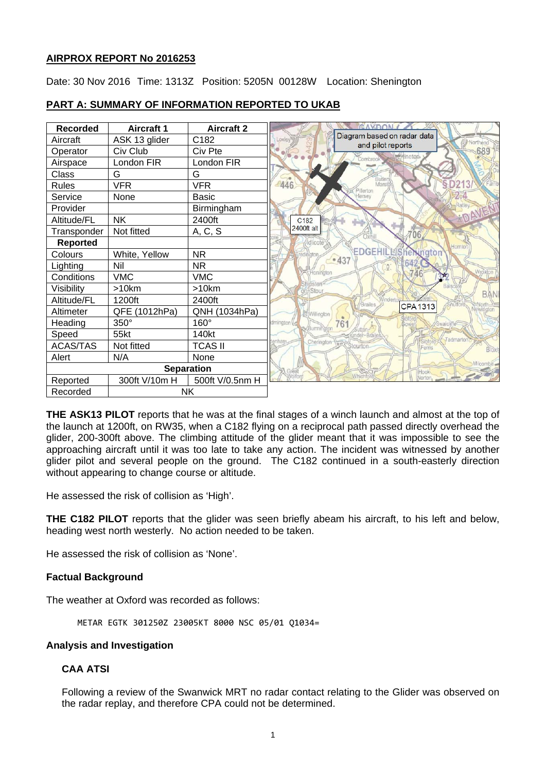**AIRPROX REPORT No 2016253**

Date: 30 Nov 2016 Time: 1313Z Position: 5205N 00128W Location: Shenington

**PART A: SUMMARY OF INFORMATION REPORTED TO UKAB**

| Recorded | Aircraft 1 | Aircraft 2 |
|---|---|---|
| Aircraft | ASK 13 glider | C182 |
| Operator | Civ Club | Civ Pte |
| Airspace | London FIR | London FIR |
| Class | G | G |
| Rules | VFR | VFR |
| Service | None | Basic |
| Provider | | Birmingham |
| Altitude/FL | NK | 2400ft |
| Transponder | Not fitted | A, C, S |
| **Reported** | | |
| Colours | White, Yellow | NR |
| Lighting | Nil | NR |
| Conditions | VMC | VMC |
| Visibility | >10km | >10km |
| Altitude/FL | 1200ft | 2400ft |
| Altimeter | QFE (1012hPa) | QNH (1034hPa) |
| Heading | 350° | 160° |
| Speed | 55kt | 140kt |
| ACAS/TAS | Not fitted | TCAS II |
| Alert | N/A | None |
| **Separation** | | |
| Reported | 300ft V/10m H | 500ft V/0.5nm H |
| Recorded | NK | |

Diagram based on radar data and pilot reports

C182
2400ft alt

CPA 1313

**THE ASK13 PILOT** reports that he was at the final stages of a winch launch and almost at the top of the launch at 1200ft, on RW35, when a C182 flying on a reciprocal path passed directly overhead the glider, 200-300ft above. The climbing attitude of the glider meant that it was impossible to see the approaching aircraft until it was too late to take any action. The incident was witnessed by another glider pilot and several people on the ground. The C182 continued in a south-easterly direction without appearing to change course or altitude.

He assessed the risk of collision as 'High'.

**THE C182 PILOT** reports that the glider was seen briefly abeam his aircraft, to his left and below, heading west north westerly. No action needed to be taken.

He assessed the risk of collision as 'None'.

### Factual Background

The weather at Oxford was recorded as follows:

```
METAR EGTK 301250Z 23005KT 8000 NSC 05/01 Q1034=
```

### Analysis and Investigation

#### CAA ATSI

Following a review of the Swanwick MRT no radar contact relating to the Glider was observed on the radar replay, and therefore CPA could not be determined.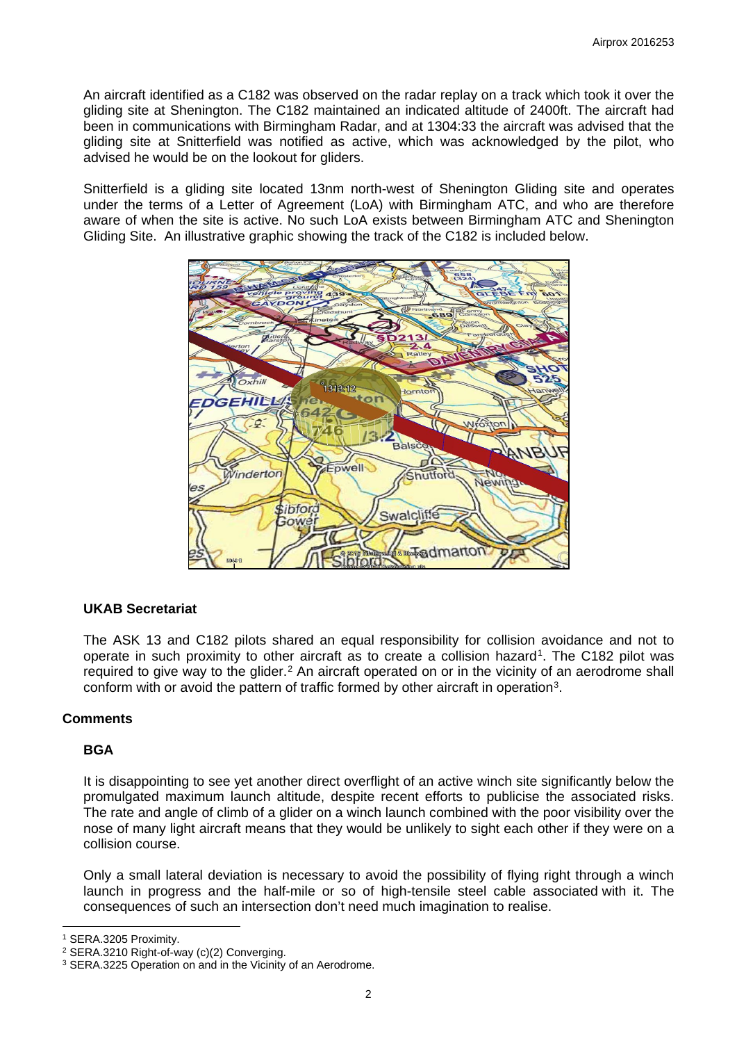An aircraft identified as a C182 was observed on the radar replay on a track which took it over the gliding site at Shenington. The C182 maintained an indicated altitude of 2400ft. The aircraft had been in communications with Birmingham Radar, and at 1304:33 the aircraft was advised that the gliding site at Snitterfield was notified as active, which was acknowledged by the pilot, who advised he would be on the lookout for gliders.

Snitterfield is a gliding site located 13nm north-west of Shenington Gliding site and operates under the terms of a Letter of Agreement (LoA) with Birmingham ATC, and who are therefore aware of when the site is active. No such LoA exists between Birmingham ATC and Shenington Gliding Site. An illustrative graphic showing the track of the C182 is included below.

### UKAB Secretariat

The ASK 13 and C182 pilots shared an equal responsibility for collision avoidance and not to operate in such proximity to other aircraft as to create a collision hazard[1]. The C182 pilot was required to give way to the glider.[2] An aircraft operated on or in the vicinity of an aerodrome shall conform with or avoid the pattern of traffic formed by other aircraft in operation[3].

## Comments

### BGA

It is disappointing to see yet another direct overflight of an active winch site significantly below the promulgated maximum launch altitude, despite recent efforts to publicise the associated risks. The rate and angle of climb of a glider on a winch launch combined with the poor visibility over the nose of many light aircraft means that they would be unlikely to sight each other if they were on a collision course.

Only a small lateral deviation is necessary to avoid the possibility of flying right through a winch launch in progress and the half-mile or so of high-tensile steel cable associated with it. The consequences of such an intersection don't need much imagination to realise.

[1] SERA.3205 Proximity.
[2] SERA.3210 Right-of-way (c)(2) Converging.
[3] SERA.3225 Operation on and in the Vicinity of an Aerodrome.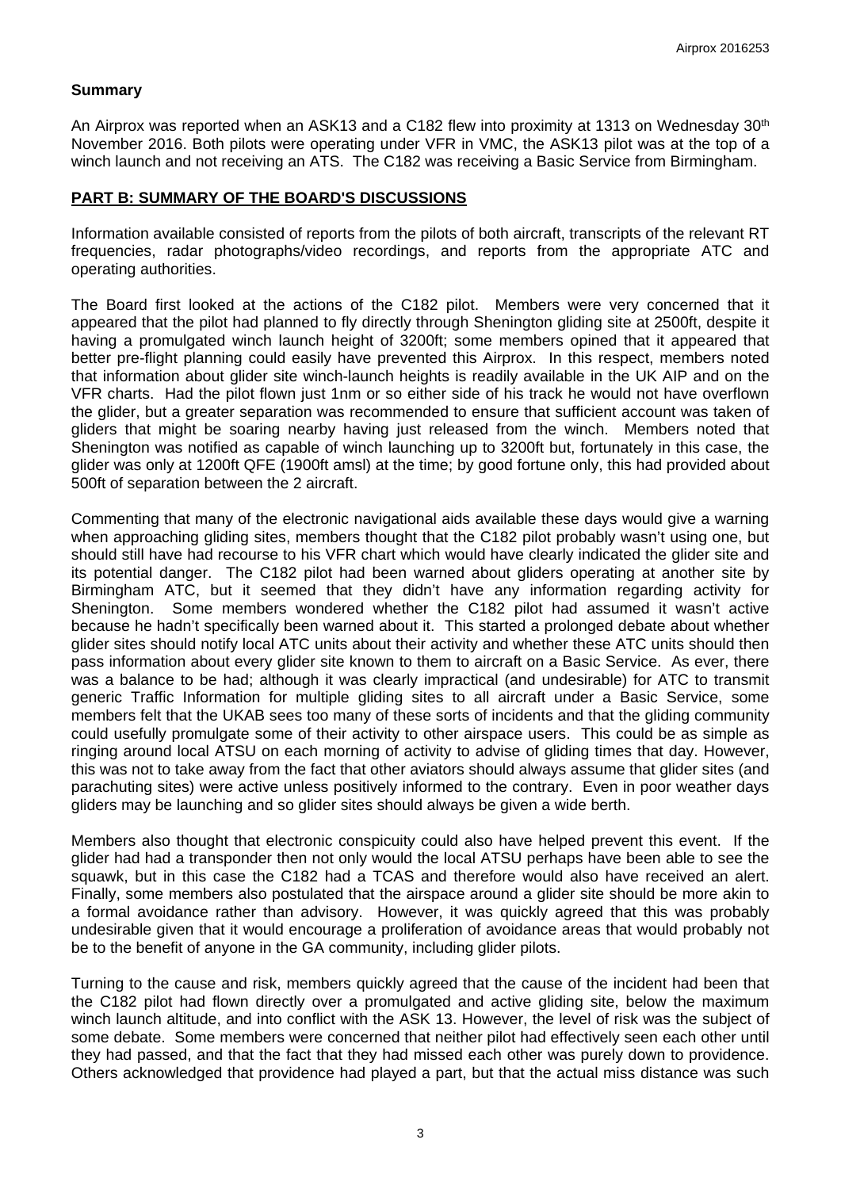## Summary

An Airprox was reported when an ASK13 and a C182 flew into proximity at 1313 on Wednesday 30th November 2016. Both pilots were operating under VFR in VMC, the ASK13 pilot was at the top of a winch launch and not receiving an ATS. The C182 was receiving a Basic Service from Birmingham.

## PART B: SUMMARY OF THE BOARD'S DISCUSSIONS

Information available consisted of reports from the pilots of both aircraft, transcripts of the relevant RT frequencies, radar photographs/video recordings, and reports from the appropriate ATC and operating authorities.

The Board first looked at the actions of the C182 pilot. Members were very concerned that it appeared that the pilot had planned to fly directly through Shenington gliding site at 2500ft, despite it having a promulgated winch launch height of 3200ft; some members opined that it appeared that better pre-flight planning could easily have prevented this Airprox. In this respect, members noted that information about glider site winch-launch heights is readily available in the UK AIP and on the VFR charts. Had the pilot flown just 1nm or so either side of his track he would not have overflown the glider, but a greater separation was recommended to ensure that sufficient account was taken of gliders that might be soaring nearby having just released from the winch. Members noted that Shenington was notified as capable of winch launching up to 3200ft but, fortunately in this case, the glider was only at 1200ft QFE (1900ft amsl) at the time; by good fortune only, this had provided about 500ft of separation between the 2 aircraft.

Commenting that many of the electronic navigational aids available these days would give a warning when approaching gliding sites, members thought that the C182 pilot probably wasn't using one, but should still have had recourse to his VFR chart which would have clearly indicated the glider site and its potential danger. The C182 pilot had been warned about gliders operating at another site by Birmingham ATC, but it seemed that they didn't have any information regarding activity for Shenington. Some members wondered whether the C182 pilot had assumed it wasn't active because he hadn't specifically been warned about it. This started a prolonged debate about whether glider sites should notify local ATC units about their activity and whether these ATC units should then pass information about every glider site known to them to aircraft on a Basic Service. As ever, there was a balance to be had; although it was clearly impractical (and undesirable) for ATC to transmit generic Traffic Information for multiple gliding sites to all aircraft under a Basic Service, some members felt that the UKAB sees too many of these sorts of incidents and that the gliding community could usefully promulgate some of their activity to other airspace users. This could be as simple as ringing around local ATSU on each morning of activity to advise of gliding times that day. However, this was not to take away from the fact that other aviators should always assume that glider sites (and parachuting sites) were active unless positively informed to the contrary. Even in poor weather days gliders may be launching and so glider sites should always be given a wide berth.

Members also thought that electronic conspicuity could also have helped prevent this event. If the glider had had a transponder then not only would the local ATSU perhaps have been able to see the squawk, but in this case the C182 had a TCAS and therefore would also have received an alert. Finally, some members also postulated that the airspace around a glider site should be more akin to a formal avoidance rather than advisory. However, it was quickly agreed that this was probably undesirable given that it would encourage a proliferation of avoidance areas that would probably not be to the benefit of anyone in the GA community, including glider pilots.

Turning to the cause and risk, members quickly agreed that the cause of the incident had been that the C182 pilot had flown directly over a promulgated and active gliding site, below the maximum winch launch altitude, and into conflict with the ASK 13. However, the level of risk was the subject of some debate. Some members were concerned that neither pilot had effectively seen each other until they had passed, and that the fact that they had missed each other was purely down to providence. Others acknowledged that providence had played a part, but that the actual miss distance was such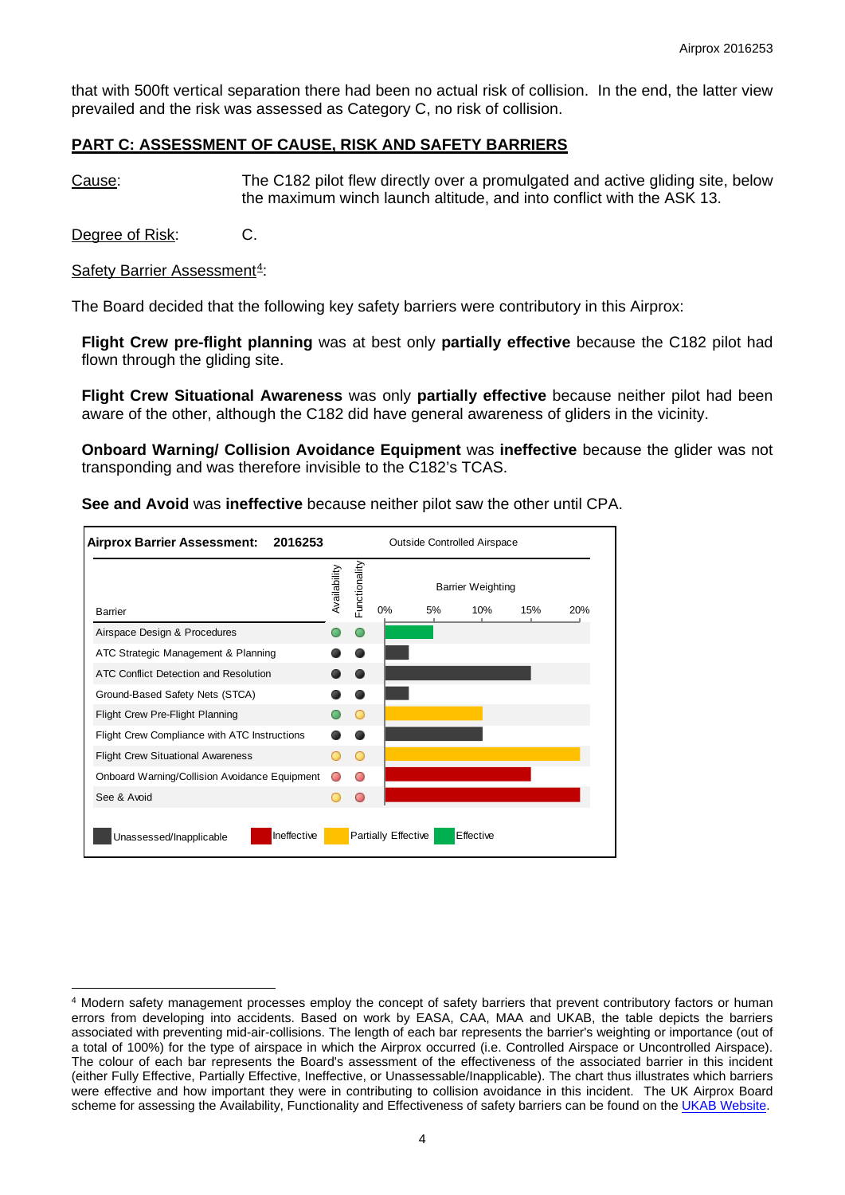that with 500ft vertical separation there had been no actual risk of collision. In the end, the latter view prevailed and the risk was assessed as Category C, no risk of collision.

## PART C: ASSESSMENT OF CAUSE, RISK AND SAFETY BARRIERS

Cause: The C182 pilot flew directly over a promulgated and active gliding site, below the maximum winch launch altitude, and into conflict with the ASK 13.

Degree of Risk: C.

Safety Barrier Assessment[4]:

The Board decided that the following key safety barriers were contributory in this Airprox:

**Flight Crew pre-flight planning** was at best only **partially effective** because the C182 pilot had flown through the gliding site.

**Flight Crew Situational Awareness** was only **partially effective** because neither pilot had been aware of the other, although the C182 did have general awareness of gliders in the vicinity.

**Onboard Warning/ Collision Avoidance Equipment** was **ineffective** because the glider was not transponding and was therefore invisible to the C182's TCAS.

**See and Avoid** was **ineffective** because neither pilot saw the other until CPA.

Airprox Barrier Assessment: 2016253

Outside Controlled Airspace

Barrier

Availability

Functionality

Barrier Weighting

0%

5%

10%

15%

20%

Airspace Design & Procedures

ATC Strategic Management & Planning

ATC Conflict Detection and Resolution

Ground-Based Safety Nets (STCA)

Flight Crew Pre-Flight Planning

Flight Crew Compliance with ATC Instructions

Flight Crew Situational Awareness

Onboard Warning/Collision Avoidance Equipment

See & Avoid

Unassessed/Inapplicable

Ineffective

Partially Effective

Effective

[4] Modern safety management processes employ the concept of safety barriers that prevent contributory factors or human errors from developing into accidents. Based on work by EASA, CAA, MAA and UKAB, the table depicts the barriers associated with preventing mid-air-collisions. The length of each bar represents the barrier's weighting or importance (out of a total of 100%) for the type of airspace in which the Airprox occurred (i.e. Controlled Airspace or Uncontrolled Airspace). The colour of each bar represents the Board's assessment of the effectiveness of the associated barrier in this incident (either Fully Effective, Partially Effective, Ineffective, or Unassessable/Inapplicable). The chart thus illustrates which barriers were effective and how important they were in contributing to collision avoidance in this incident. The UK Airprox Board scheme for assessing the Availability, Functionality and Effectiveness of safety barriers can be found on the UKAB Website.